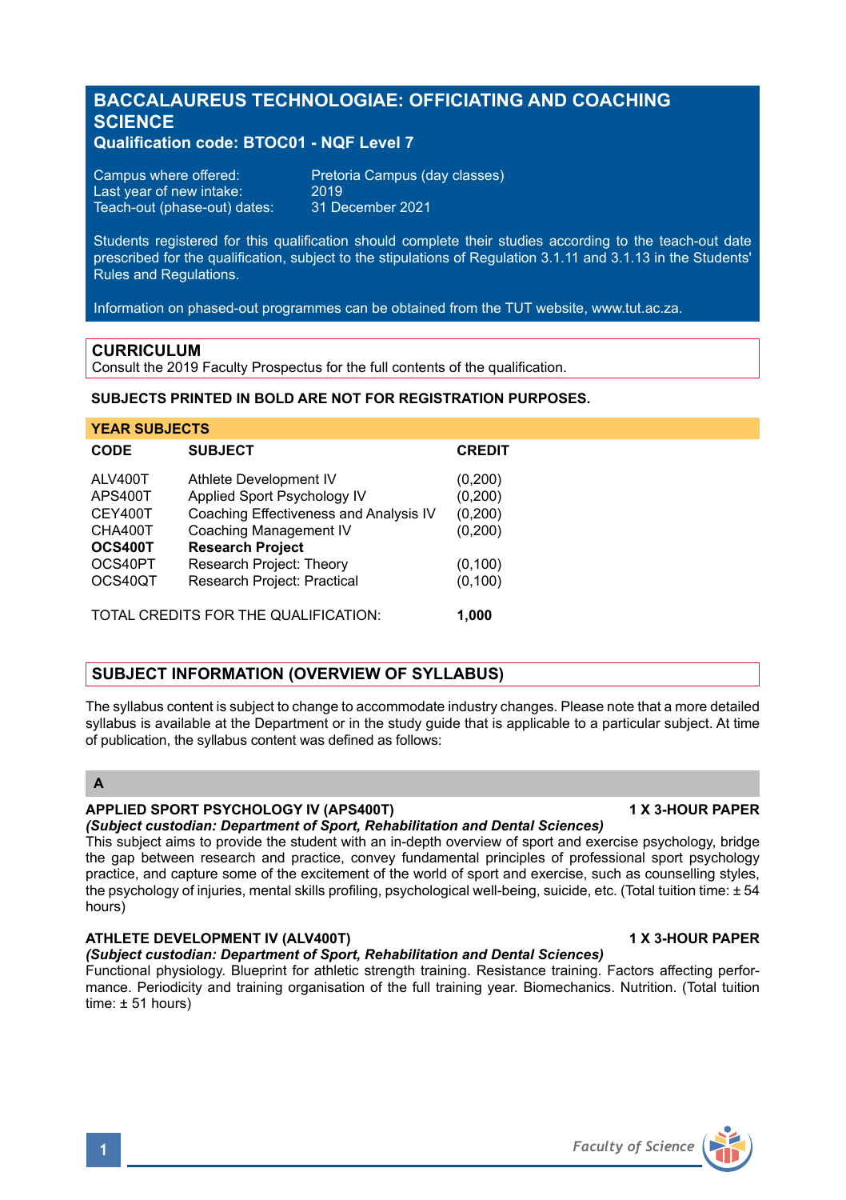# BACCALAUREUS TECHNOLOGIAE: OFFICIATING AND COACHING SCIENCE

**Qualification code: BTOC01 - NQF Level 7**

Campus where offered: Pretoria Campus (day classes)
Last year of new intake: 2019
Teach-out (phase-out) dates: 31 December 2021

Students registered for this qualification should complete their studies according to the teach-out date prescribed for the qualification, subject to the stipulations of Regulation 3.1.11 and 3.1.13 in the Students' Rules and Regulations.

Information on phased-out programmes can be obtained from the TUT website, www.tut.ac.za.

## CURRICULUM

Consult the 2019 Faculty Prospectus for the full contents of the qualification.

**SUBJECTS PRINTED IN BOLD ARE NOT FOR REGISTRATION PURPOSES.**

**YEAR SUBJECTS**

| CODE | SUBJECT | CREDIT |
|---|---|---|
| ALV400T | Athlete Development IV | (0,200) |
| APS400T | Applied Sport Psychology IV | (0,200) |
| CEY400T | Coaching Effectiveness and Analysis IV | (0,200) |
| CHA400T | Coaching Management IV | (0,200) |
| **OCS400T** | **Research Project** | |
| OCS40PT | Research Project: Theory | (0,100) |
| OCS40QT | Research Project: Practical | (0,100) |

TOTAL CREDITS FOR THE QUALIFICATION: **1,000**

## SUBJECT INFORMATION (OVERVIEW OF SYLLABUS)

The syllabus content is subject to change to accommodate industry changes. Please note that a more detailed syllabus is available at the Department or in the study guide that is applicable to a particular subject. At time of publication, the syllabus content was defined as follows:

### A

**APPLIED SPORT PSYCHOLOGY IV (APS400T)** — **1 X 3-HOUR PAPER**

***(Subject custodian: Department of Sport, Rehabilitation and Dental Sciences)***

This subject aims to provide the student with an in-depth overview of sport and exercise psychology, bridge the gap between research and practice, convey fundamental principles of professional sport psychology practice, and capture some of the excitement of the world of sport and exercise, such as counselling styles, the psychology of injuries, mental skills profiling, psychological well-being, suicide, etc. (Total tuition time: ± 54 hours)

**ATHLETE DEVELOPMENT IV (ALV400T)** — **1 X 3-HOUR PAPER**

***(Subject custodian: Department of Sport, Rehabilitation and Dental Sciences)***

Functional physiology. Blueprint for athletic strength training. Resistance training. Factors affecting performance. Periodicity and training organisation of the full training year. Biomechanics. Nutrition. (Total tuition time: ± 51 hours)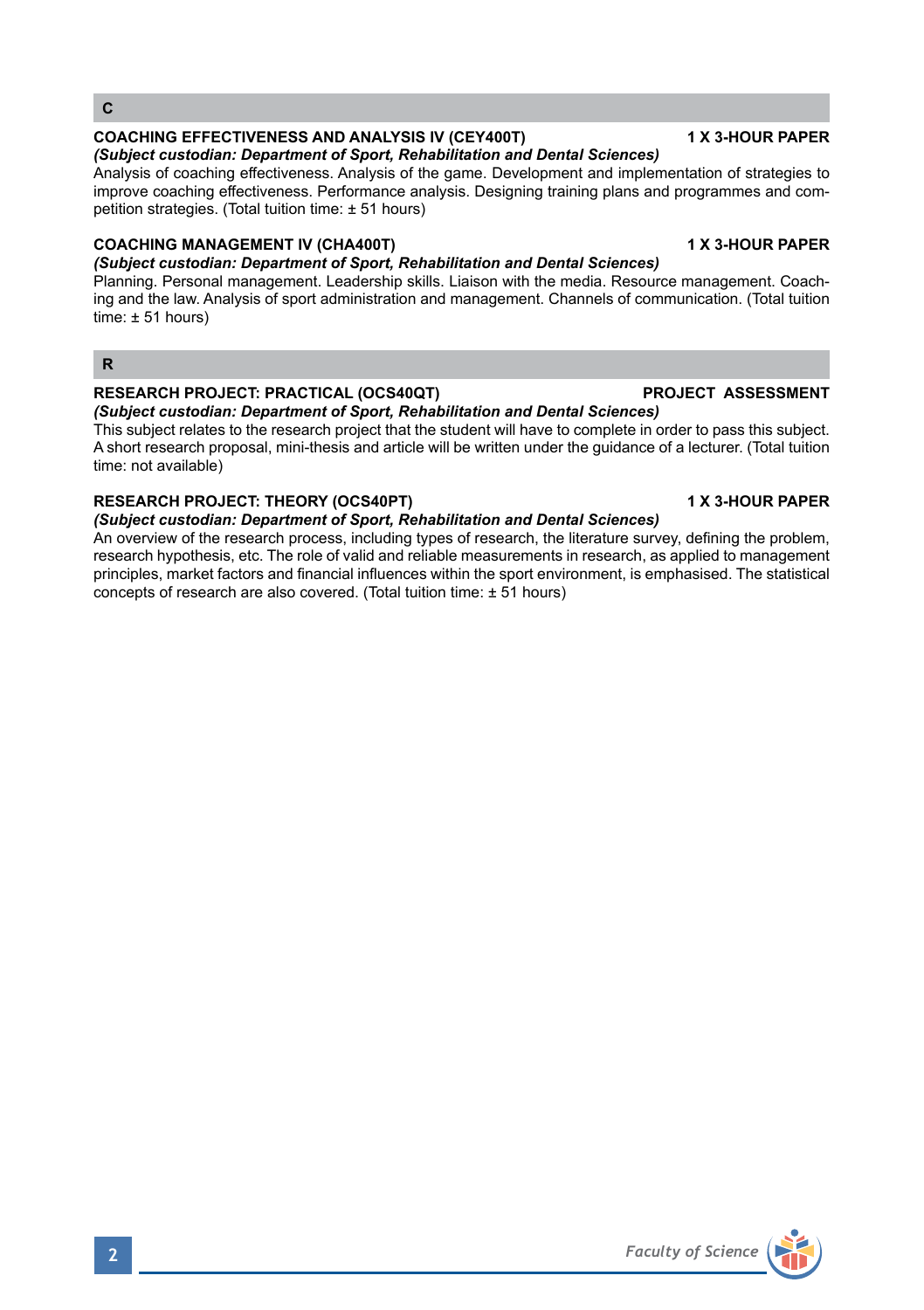## C

### COACHING EFFECTIVENESS AND ANALYSIS IV (CEY400T) — 1 X 3-HOUR PAPER

***(Subject custodian: Department of Sport, Rehabilitation and Dental Sciences)***

Analysis of coaching effectiveness. Analysis of the game. Development and implementation of strategies to improve coaching effectiveness. Performance analysis. Designing training plans and programmes and competition strategies. (Total tuition time: ± 51 hours)

### COACHING MANAGEMENT IV (CHA400T) — 1 X 3-HOUR PAPER

***(Subject custodian: Department of Sport, Rehabilitation and Dental Sciences)***

Planning. Personal management. Leadership skills. Liaison with the media. Resource management. Coaching and the law. Analysis of sport administration and management. Channels of communication. (Total tuition time: ± 51 hours)

## R

### RESEARCH PROJECT: PRACTICAL (OCS40QT) — PROJECT ASSESSMENT

***(Subject custodian: Department of Sport, Rehabilitation and Dental Sciences)***

This subject relates to the research project that the student will have to complete in order to pass this subject. A short research proposal, mini-thesis and article will be written under the guidance of a lecturer. (Total tuition time: not available)

### RESEARCH PROJECT: THEORY (OCS40PT) — 1 X 3-HOUR PAPER

***(Subject custodian: Department of Sport, Rehabilitation and Dental Sciences)***

An overview of the research process, including types of research, the literature survey, defining the problem, research hypothesis, etc. The role of valid and reliable measurements in research, as applied to management principles, market factors and financial influences within the sport environment, is emphasised. The statistical concepts of research are also covered. (Total tuition time: ± 51 hours)